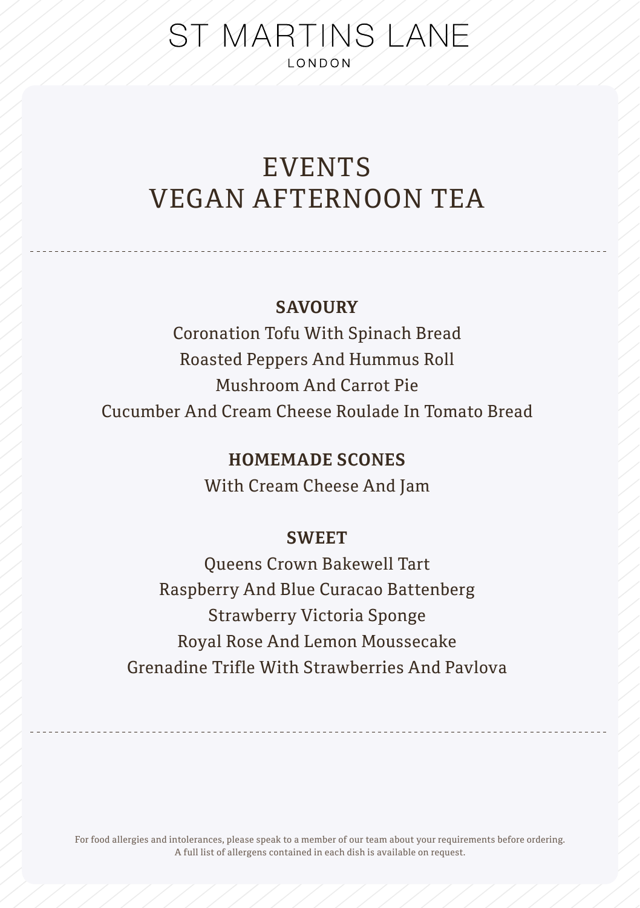# ST MARTINS LANE

LONDON

## EVENTS
## VEGAN AFTERNOON TEA

---

### SAVOURY

Coronation Tofu With Spinach Bread

Roasted Peppers And Hummus Roll

Mushroom And Carrot Pie

Cucumber And Cream Cheese Roulade In Tomato Bread

### HOMEMADE SCONES

With Cream Cheese And Jam

### SWEET

Queens Crown Bakewell Tart

Raspberry And Blue Curacao Battenberg

Strawberry Victoria Sponge

Royal Rose And Lemon Moussecake

Grenadine Trifle With Strawberries And Pavlova

---

For food allergies and intolerances, please speak to a member of our team about your requirements before ordering.
A full list of allergens contained in each dish is available on request.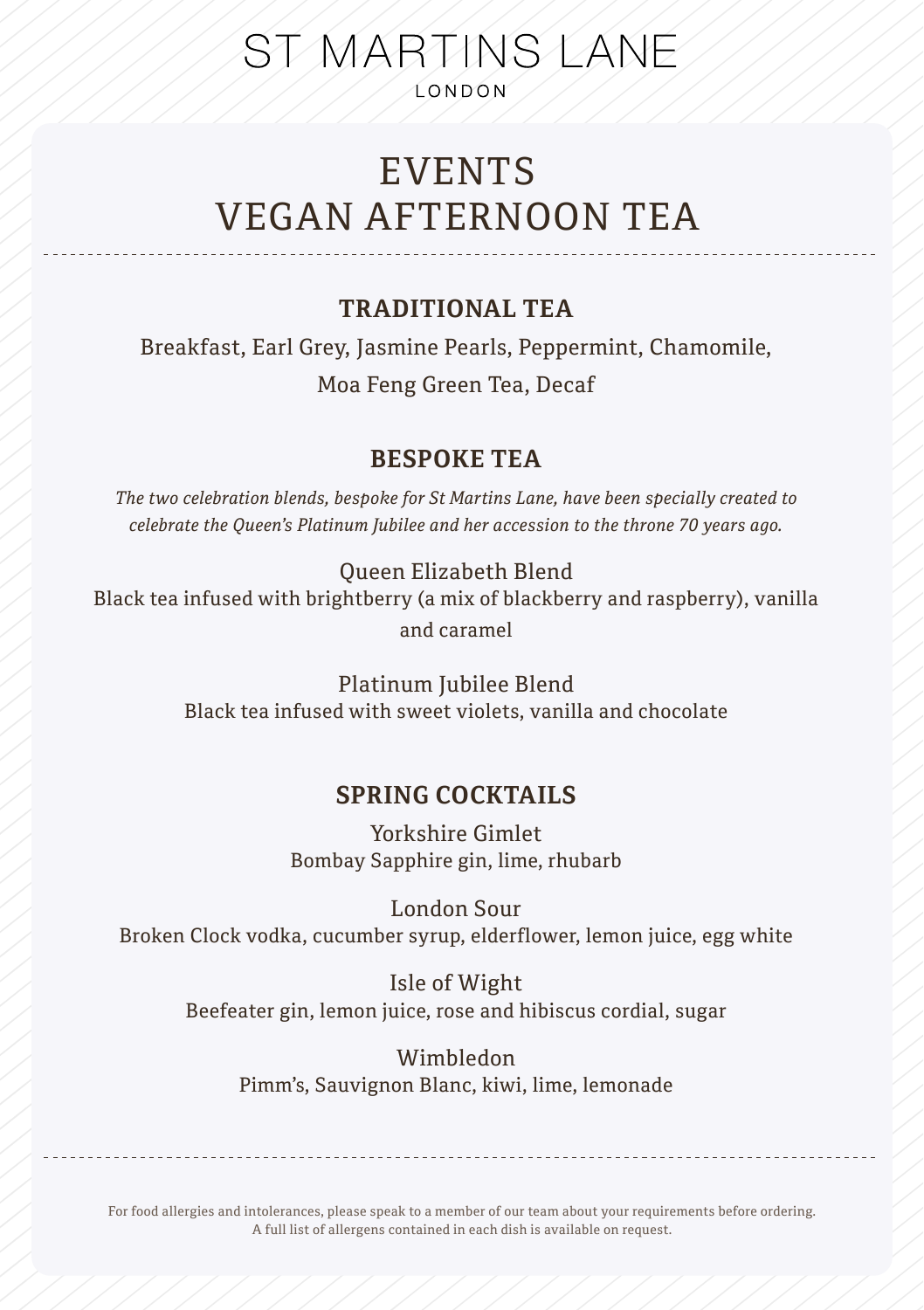# ST MARTINS LANE

LONDON

## EVENTS
## VEGAN AFTERNOON TEA

### TRADITIONAL TEA

Breakfast, Earl Grey, Jasmine Pearls, Peppermint, Chamomile, Moa Feng Green Tea, Decaf

### BESPOKE TEA

*The two celebration blends, bespoke for St Martins Lane, have been specially created to celebrate the Queen's Platinum Jubilee and her accession to the throne 70 years ago.*

Queen Elizabeth Blend
Black tea infused with brightberry (a mix of blackberry and raspberry), vanilla and caramel

Platinum Jubilee Blend
Black tea infused with sweet violets, vanilla and chocolate

### SPRING COCKTAILS

Yorkshire Gimlet
Bombay Sapphire gin, lime, rhubarb

London Sour
Broken Clock vodka, cucumber syrup, elderflower, lemon juice, egg white

Isle of Wight
Beefeater gin, lemon juice, rose and hibiscus cordial, sugar

Wimbledon
Pimm's, Sauvignon Blanc, kiwi, lime, lemonade

For food allergies and intolerances, please speak to a member of our team about your requirements before ordering.
A full list of allergens contained in each dish is available on request.